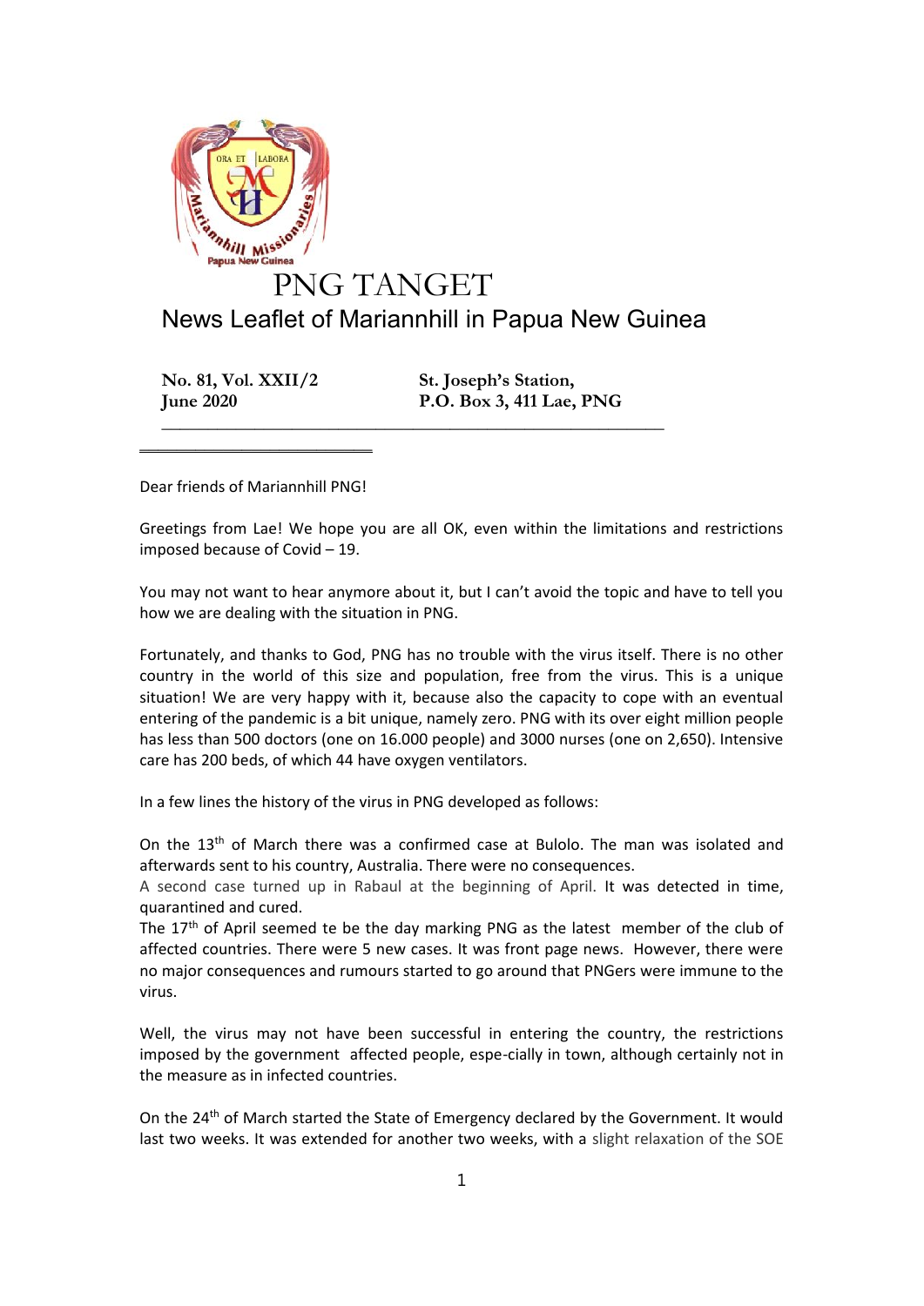# PNG TANGET

## News Leaflet of Mariannhill in Papua New Guinea

**No. 81, Vol. XXII/2**
**June 2020**

**St. Joseph's Station,**
**P.O. Box 3, 411 Lae, PNG**

---

Dear friends of Mariannhill PNG!

Greetings from Lae! We hope you are all OK, even within the limitations and restrictions imposed because of Covid – 19.

You may not want to hear anymore about it, but I can't avoid the topic and have to tell you how we are dealing with the situation in PNG.

Fortunately, and thanks to God, PNG has no trouble with the virus itself. There is no other country in the world of this size and population, free from the virus. This is a unique situation! We are very happy with it, because also the capacity to cope with an eventual entering of the pandemic is a bit unique, namely zero. PNG with its over eight million people has less than 500 doctors (one on 16.000 people) and 3000 nurses (one on 2,650). Intensive care has 200 beds, of which 44 have oxygen ventilators.

In a few lines the history of the virus in PNG developed as follows:

On the 13th of March there was a confirmed case at Bulolo. The man was isolated and afterwards sent to his country, Australia. There were no consequences.
A second case turned up in Rabaul at the beginning of April. It was detected in time, quarantined and cured.
The 17th of April seemed te be the day marking PNG as the latest member of the club of affected countries. There were 5 new cases. It was front page news. However, there were no major consequences and rumours started to go around that PNGers were immune to the virus.

Well, the virus may not have been successful in entering the country, the restrictions imposed by the government affected people, espe-cially in town, although certainly not in the measure as in infected countries.

On the 24th of March started the State of Emergency declared by the Government. It would last two weeks. It was extended for another two weeks, with a slight relaxation of the SOE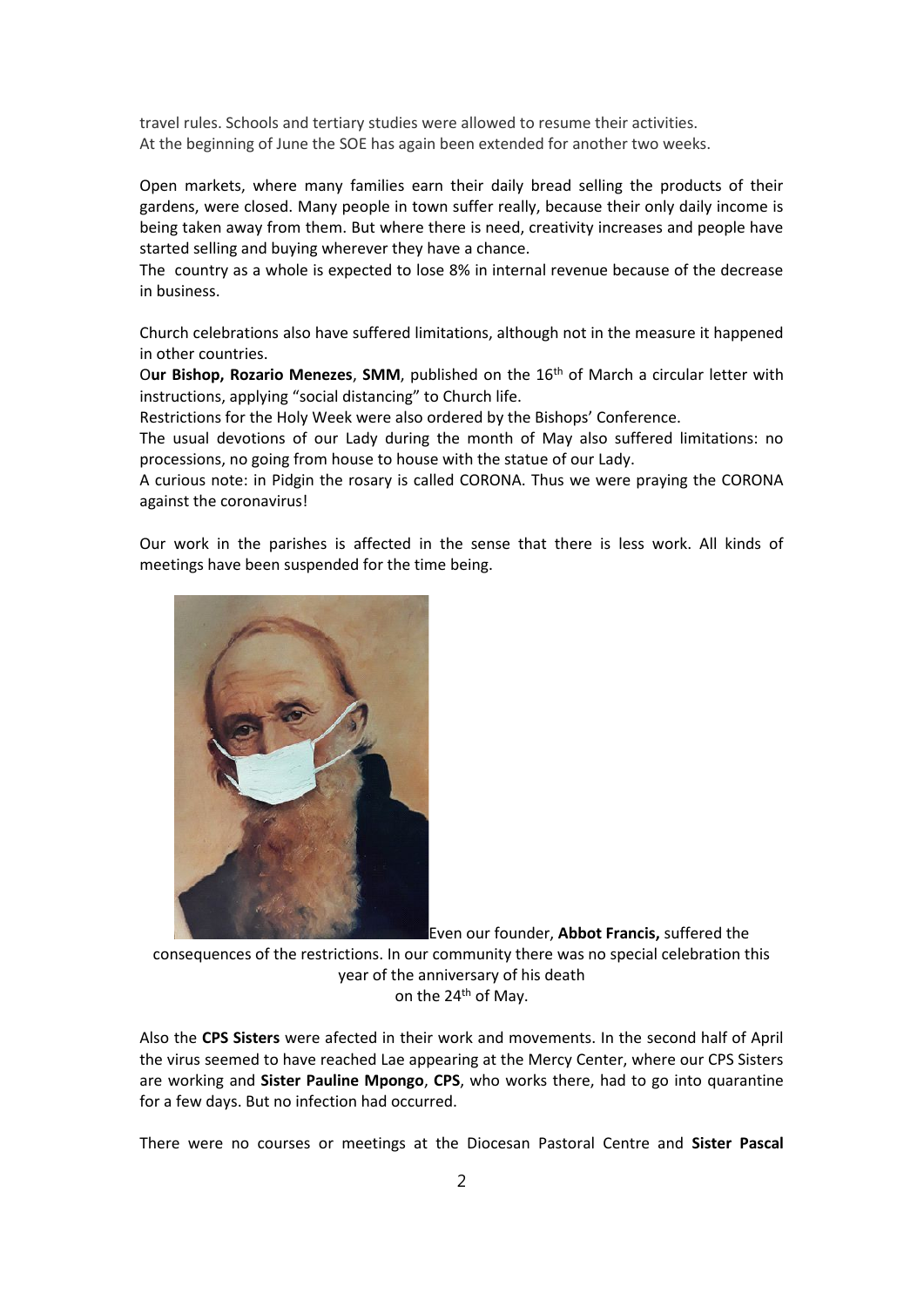travel rules. Schools and tertiary studies were allowed to resume their activities.
At the beginning of June the SOE has again been extended for another two weeks.

Open markets, where many families earn their daily bread selling the products of their gardens, were closed. Many people in town suffer really, because their only daily income is being taken away from them. But where there is need, creativity increases and people have started selling and buying wherever they have a chance.
The country as a whole is expected to lose 8% in internal revenue because of the decrease in business.

Church celebrations also have suffered limitations, although not in the measure it happened in other countries.
O**ur Bishop, Rozario Menezes**, **SMM**, published on the 16th of March a circular letter with instructions, applying "social distancing" to Church life.
Restrictions for the Holy Week were also ordered by the Bishops' Conference.
The usual devotions of our Lady during the month of May also suffered limitations: no processions, no going from house to house with the statue of our Lady.
A curious note: in Pidgin the rosary is called CORONA. Thus we were praying the CORONA against the coronavirus!

Our work in the parishes is affected in the sense that there is less work. All kinds of meetings have been suspended for the time being.

Even our founder, **Abbot Francis,** suffered the consequences of the restrictions. In our community there was no special celebration this year of the anniversary of his death on the 24th of May.

Also the **CPS Sisters** were afected in their work and movements. In the second half of April the virus seemed to have reached Lae appearing at the Mercy Center, where our CPS Sisters are working and **Sister Pauline Mpongo**, **CPS**, who works there, had to go into quarantine for a few days. But no infection had occurred.

There were no courses or meetings at the Diocesan Pastoral Centre and **Sister Pascal**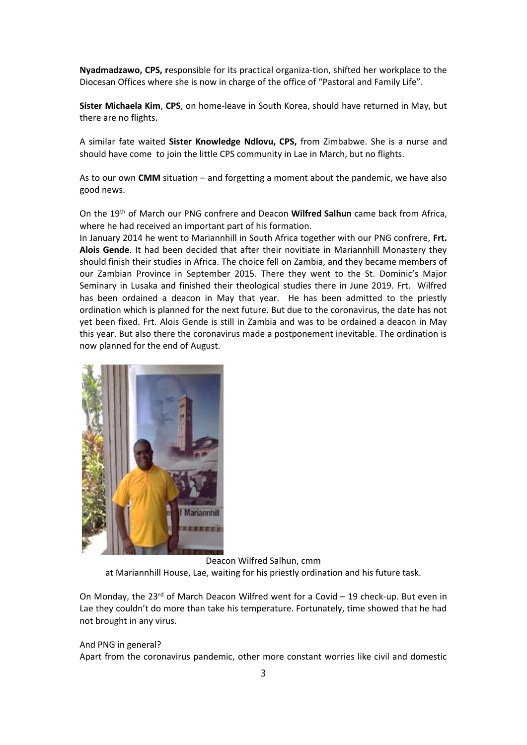**Nyadmadzawo, CPS, r**esponsible for its practical organiza-tion, shifted her workplace to the Diocesan Offices where she is now in charge of the office of "Pastoral and Family Life".

**Sister Michaela Kim**, **CPS**, on home-leave in South Korea, should have returned in May, but there are no flights.

A similar fate waited **Sister Knowledge Ndlovu, CPS,** from Zimbabwe. She is a nurse and should have come to join the little CPS community in Lae in March, but no flights.

As to our own **CMM** situation – and forgetting a moment about the pandemic, we have also good news.

On the 19th of March our PNG confrere and Deacon **Wilfred Salhun** came back from Africa, where he had received an important part of his formation.
In January 2014 he went to Mariannhill in South Africa together with our PNG confrere, **Frt. Alois Gende**. It had been decided that after their novitiate in Mariannhill Monastery they should finish their studies in Africa. The choice fell on Zambia, and they became members of our Zambian Province in September 2015. There they went to the St. Dominic's Major Seminary in Lusaka and finished their theological studies there in June 2019. Frt. Wilfred has been ordained a deacon in May that year. He has been admitted to the priestly ordination which is planned for the next future. But due to the coronavirus, the date has not yet been fixed. Frt. Alois Gende is still in Zambia and was to be ordained a deacon in May this year. But also there the coronavirus made a postponement inevitable. The ordination is now planned for the end of August.

Deacon Wilfred Salhun, cmm
at Mariannhill House, Lae, waiting for his priestly ordination and his future task.

On Monday, the 23rd of March Deacon Wilfred went for a Covid – 19 check-up. But even in Lae they couldn't do more than take his temperature. Fortunately, time showed that he had not brought in any virus.

And PNG in general?
Apart from the coronavirus pandemic, other more constant worries like civil and domestic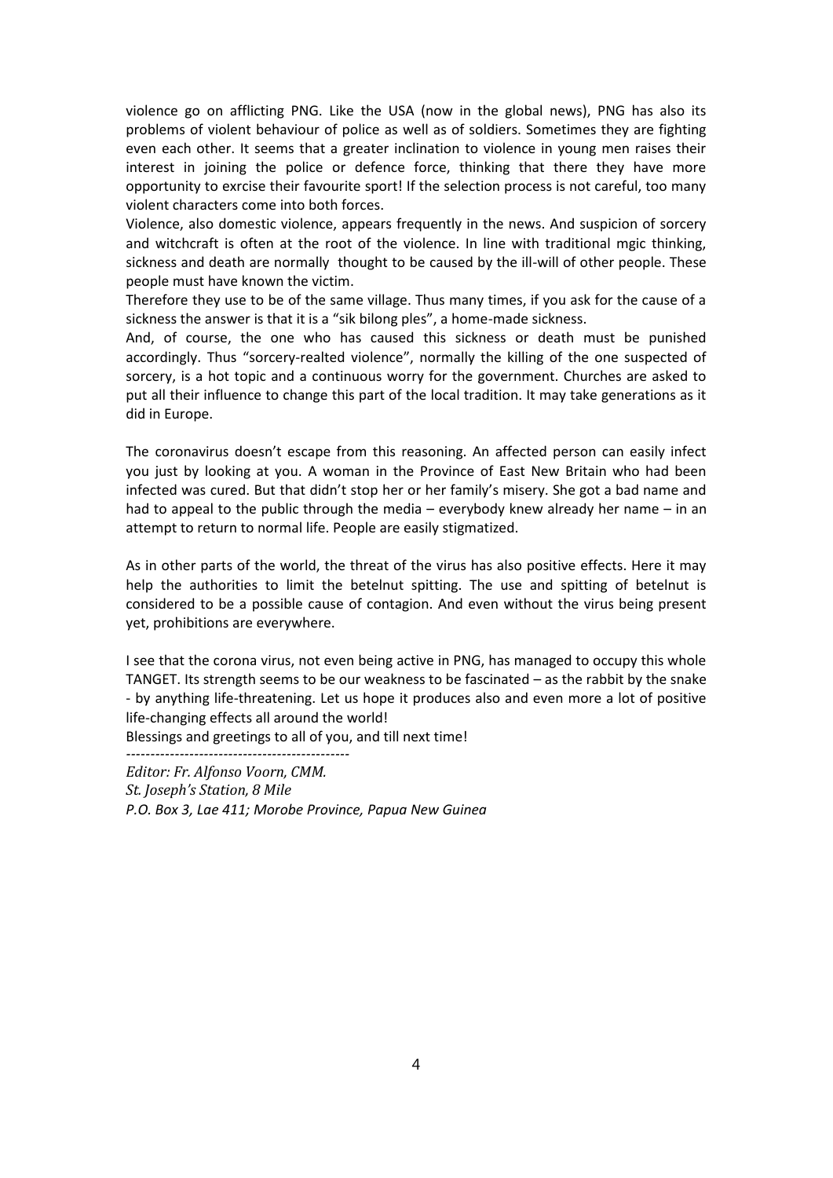violence go on afflicting PNG. Like the USA (now in the global news), PNG has also its problems of violent behaviour of police as well as of soldiers. Sometimes they are fighting even each other. It seems that a greater inclination to violence in young men raises their interest in joining the police or defence force, thinking that there they have more opportunity to exrcise their favourite sport! If the selection process is not careful, too many violent characters come into both forces.

Violence, also domestic violence, appears frequently in the news. And suspicion of sorcery and witchcraft is often at the root of the violence. In line with traditional mgic thinking, sickness and death are normally thought to be caused by the ill-will of other people. These people must have known the victim.

Therefore they use to be of the same village. Thus many times, if you ask for the cause of a sickness the answer is that it is a "sik bilong ples", a home-made sickness.

And, of course, the one who has caused this sickness or death must be punished accordingly. Thus "sorcery-realted violence", normally the killing of the one suspected of sorcery, is a hot topic and a continuous worry for the government. Churches are asked to put all their influence to change this part of the local tradition. It may take generations as it did in Europe.

The coronavirus doesn't escape from this reasoning. An affected person can easily infect you just by looking at you. A woman in the Province of East New Britain who had been infected was cured. But that didn't stop her or her family's misery. She got a bad name and had to appeal to the public through the media – everybody knew already her name – in an attempt to return to normal life. People are easily stigmatized.

As in other parts of the world, the threat of the virus has also positive effects. Here it may help the authorities to limit the betelnut spitting. The use and spitting of betelnut is considered to be a possible cause of contagion. And even without the virus being present yet, prohibitions are everywhere.

I see that the corona virus, not even being active in PNG, has managed to occupy this whole TANGET. Its strength seems to be our weakness to be fascinated – as the rabbit by the snake - by anything life-threatening. Let us hope it produces also and even more a lot of positive life-changing effects all around the world!

Blessings and greetings to all of you, and till next time!

----------------------------------------------

*Editor: Fr. Alfonso Voorn, CMM.*
*St. Joseph's Station, 8 Mile*
*P.O. Box 3, Lae 411; Morobe Province, Papua New Guinea*